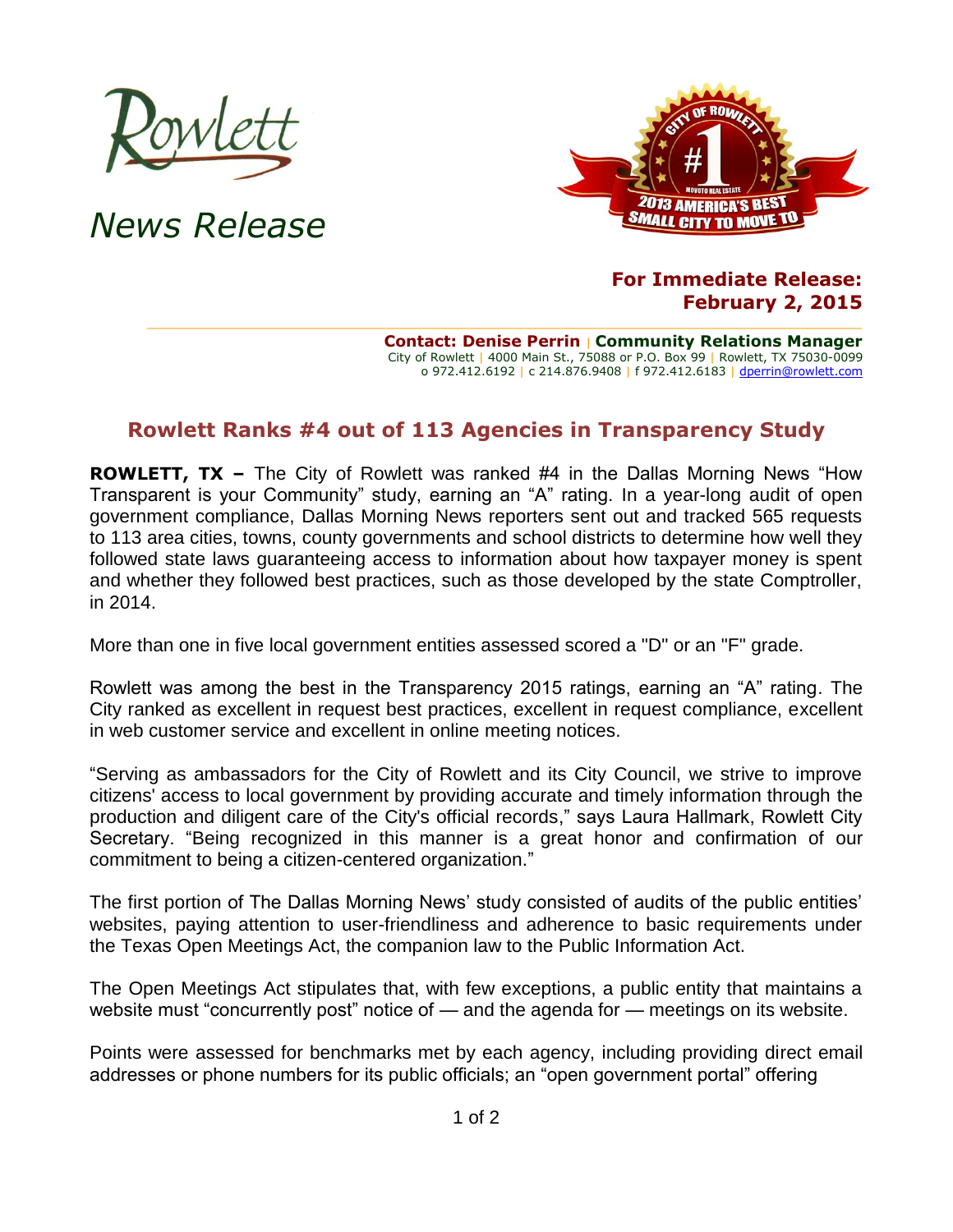Rowlett

*News Release*

**For Immediate Release:**
**February 2, 2015**

**Contact: Denise Perrin | Community Relations Manager**
City of Rowlett | 4000 Main St., 75088 or P.O. Box 99 | Rowlett, TX 75030-0099
o 972.412.6192 | c 214.876.9408 | f 972.412.6183 | dperrin@rowlett.com

## Rowlett Ranks #4 out of 113 Agencies in Transparency Study

**ROWLETT, TX –** The City of Rowlett was ranked #4 in the Dallas Morning News "How Transparent is your Community" study, earning an "A" rating. In a year-long audit of open government compliance, Dallas Morning News reporters sent out and tracked 565 requests to 113 area cities, towns, county governments and school districts to determine how well they followed state laws guaranteeing access to information about how taxpayer money is spent and whether they followed best practices, such as those developed by the state Comptroller, in 2014.

More than one in five local government entities assessed scored a "D" or an "F" grade.

Rowlett was among the best in the Transparency 2015 ratings, earning an "A" rating. The City ranked as excellent in request best practices, excellent in request compliance, excellent in web customer service and excellent in online meeting notices.

"Serving as ambassadors for the City of Rowlett and its City Council, we strive to improve citizens' access to local government by providing accurate and timely information through the production and diligent care of the City's official records," says Laura Hallmark, Rowlett City Secretary. "Being recognized in this manner is a great honor and confirmation of our commitment to being a citizen-centered organization."

The first portion of The Dallas Morning News' study consisted of audits of the public entities' websites, paying attention to user-friendliness and adherence to basic requirements under the Texas Open Meetings Act, the companion law to the Public Information Act.

The Open Meetings Act stipulates that, with few exceptions, a public entity that maintains a website must "concurrently post" notice of — and the agenda for — meetings on its website.

Points were assessed for benchmarks met by each agency, including providing direct email addresses or phone numbers for its public officials; an "open government portal" offering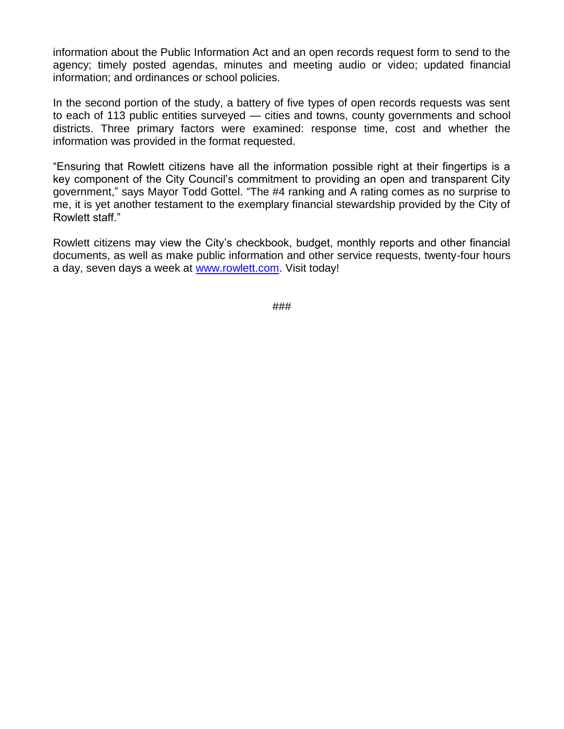information about the Public Information Act and an open records request form to send to the agency; timely posted agendas, minutes and meeting audio or video; updated financial information; and ordinances or school policies.

In the second portion of the study, a battery of five types of open records requests was sent to each of 113 public entities surveyed — cities and towns, county governments and school districts. Three primary factors were examined: response time, cost and whether the information was provided in the format requested.

"Ensuring that Rowlett citizens have all the information possible right at their fingertips is a key component of the City Council's commitment to providing an open and transparent City government," says Mayor Todd Gottel. "The #4 ranking and A rating comes as no surprise to me, it is yet another testament to the exemplary financial stewardship provided by the City of Rowlett staff."

Rowlett citizens may view the City's checkbook, budget, monthly reports and other financial documents, as well as make public information and other service requests, twenty-four hours a day, seven days a week at [www.rowlett.com](http://www.rowlett.com). Visit today!

###